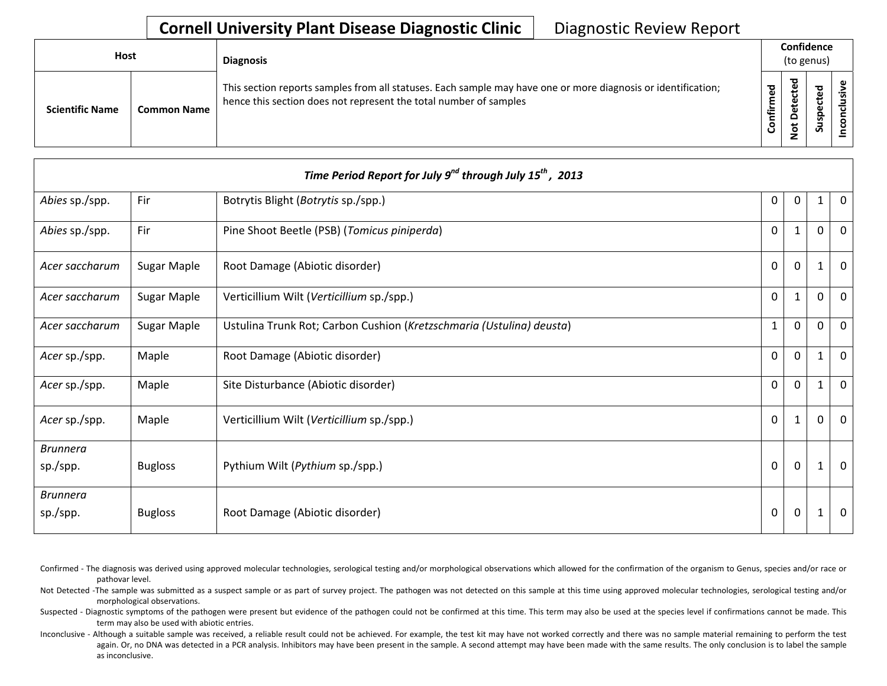# Cornell University Plant Disease Diagnostic Clinic

Diagnostic Review Report

| Host | | Diagnosis | Confidence (to genus) | | | |
|---|---|---|---|---|---|---|
| Scientific Name | Common Name | This section reports samples from all statuses. Each sample may have one or more diagnosis or identification; hence this section does not represent the total number of samples | Confirmed | Not Detected | Suspected | Inconclusive |

| *Time Period Report for July 9nd through July 15th, 2013* | | | | | | |
|---|---|---|---|---|---|---|
| *Abies* sp./spp. | Fir | Botrytis Blight (*Botrytis* sp./spp.) | 0 | 0 | 1 | 0 |
| *Abies* sp./spp. | Fir | Pine Shoot Beetle (PSB) (*Tomicus piniperda*) | 0 | 1 | 0 | 0 |
| *Acer saccharum* | Sugar Maple | Root Damage (Abiotic disorder) | 0 | 0 | 1 | 0 |
| *Acer saccharum* | Sugar Maple | Verticillium Wilt (*Verticillium* sp./spp.) | 0 | 1 | 0 | 0 |
| *Acer saccharum* | Sugar Maple | Ustulina Trunk Rot; Carbon Cushion (*Kretzschmaria (Ustulina) deusta*) | 1 | 0 | 0 | 0 |
| *Acer* sp./spp. | Maple | Root Damage (Abiotic disorder) | 0 | 0 | 1 | 0 |
| *Acer* sp./spp. | Maple | Site Disturbance (Abiotic disorder) | 0 | 0 | 1 | 0 |
| *Acer* sp./spp. | Maple | Verticillium Wilt (*Verticillium* sp./spp.) | 0 | 1 | 0 | 0 |
| *Brunnera* sp./spp. | Bugloss | Pythium Wilt (*Pythium* sp./spp.) | 0 | 0 | 1 | 0 |
| *Brunnera* sp./spp. | Bugloss | Root Damage (Abiotic disorder) | 0 | 0 | 1 | 0 |

Confirmed - The diagnosis was derived using approved molecular technologies, serological testing and/or morphological observations which allowed for the confirmation of the organism to Genus, species and/or race or pathovar level.

Not Detected -The sample was submitted as a suspect sample or as part of survey project. The pathogen was not detected on this sample at this time using approved molecular technologies, serological testing and/or morphological observations.

Suspected - Diagnostic symptoms of the pathogen were present but evidence of the pathogen could not be confirmed at this time. This term may also be used at the species level if confirmations cannot be made. This term may also be used with abiotic entries.

Inconclusive - Although a suitable sample was received, a reliable result could not be achieved. For example, the test kit may have not worked correctly and there was no sample material remaining to perform the test again. Or, no DNA was detected in a PCR analysis. Inhibitors may have been present in the sample. A second attempt may have been made with the same results. The only conclusion is to label the sample as inconclusive.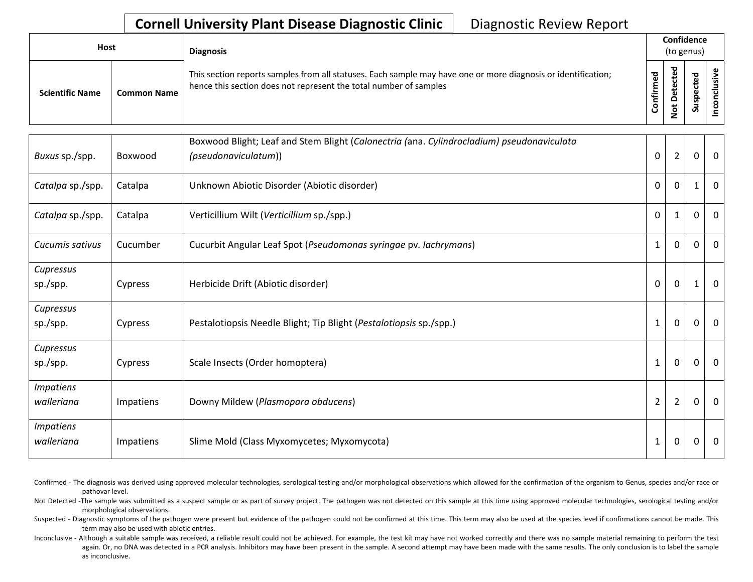**Cornell University Plant Disease Diagnostic Clinic** Diagnostic Review Report

| Host | | Diagnosis | Confidence (to genus) | | | |
|---|---|---|---|---|---|---|
| Scientific Name | Common Name | This section reports samples from all statuses. Each sample may have one or more diagnosis or identification; hence this section does not represent the total number of samples | Confirmed | Not Detected | Suspected | Inconclusive |
| *Buxus* sp./spp. | Boxwood | Boxwood Blight; Leaf and Stem Blight (*Calonectria (*ana. *Cylindrocladium) pseudonaviculata (pseudonaviculatum*)) | 0 | 2 | 0 | 0 |
| *Catalpa* sp./spp. | Catalpa | Unknown Abiotic Disorder (Abiotic disorder) | 0 | 0 | 1 | 0 |
| *Catalpa* sp./spp. | Catalpa | Verticillium Wilt (*Verticillium* sp./spp.) | 0 | 1 | 0 | 0 |
| *Cucumis sativus* | Cucumber | Cucurbit Angular Leaf Spot (*Pseudomonas syringae* pv. *lachrymans*) | 1 | 0 | 0 | 0 |
| *Cupressus* sp./spp. | Cypress | Herbicide Drift (Abiotic disorder) | 0 | 0 | 1 | 0 |
| *Cupressus* sp./spp. | Cypress | Pestalotiopsis Needle Blight; Tip Blight (*Pestalotiopsis* sp./spp.) | 1 | 0 | 0 | 0 |
| *Cupressus* sp./spp. | Cypress | Scale Insects (Order homoptera) | 1 | 0 | 0 | 0 |
| *Impatiens walleriana* | Impatiens | Downy Mildew (*Plasmopara obducens*) | 2 | 2 | 0 | 0 |
| *Impatiens walleriana* | Impatiens | Slime Mold (Class Myxomycetes; Myxomycota) | 1 | 0 | 0 | 0 |

Confirmed - The diagnosis was derived using approved molecular technologies, serological testing and/or morphological observations which allowed for the confirmation of the organism to Genus, species and/or race or pathovar level.

Not Detected -The sample was submitted as a suspect sample or as part of survey project. The pathogen was not detected on this sample at this time using approved molecular technologies, serological testing and/or morphological observations.

Suspected - Diagnostic symptoms of the pathogen were present but evidence of the pathogen could not be confirmed at this time. This term may also be used at the species level if confirmations cannot be made. This term may also be used with abiotic entries.

Inconclusive - Although a suitable sample was received, a reliable result could not be achieved. For example, the test kit may have not worked correctly and there was no sample material remaining to perform the test again. Or, no DNA was detected in a PCR analysis. Inhibitors may have been present in the sample. A second attempt may have been made with the same results. The only conclusion is to label the sample as inconclusive.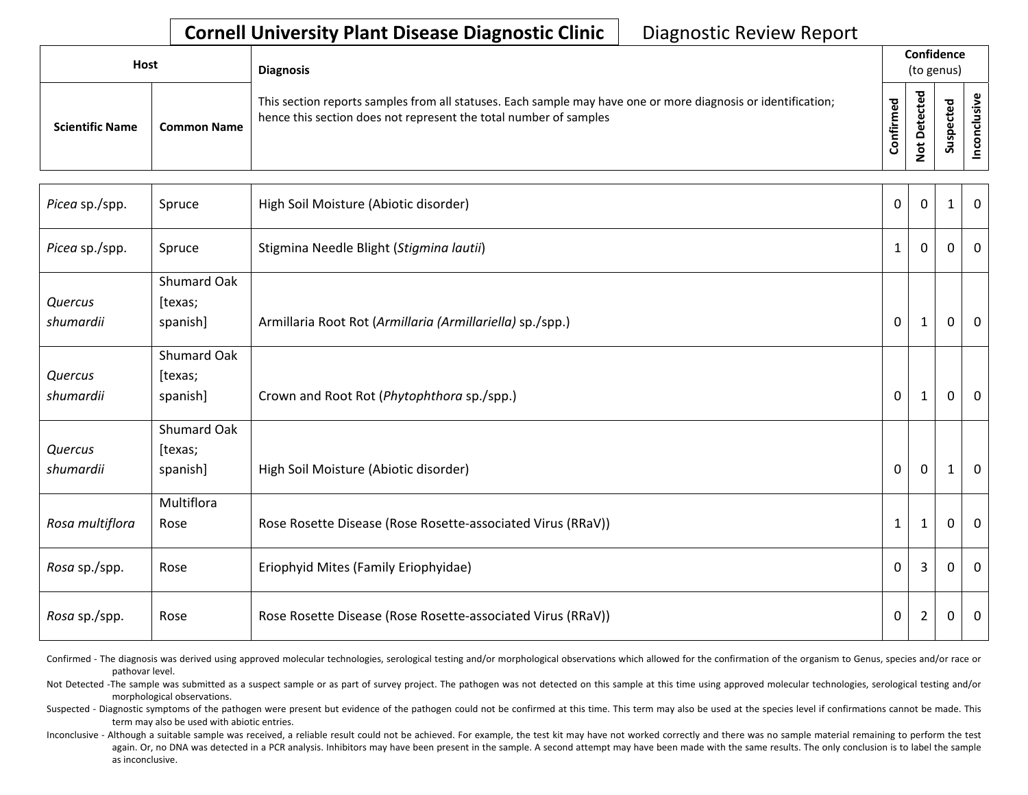**Cornell University Plant Disease Diagnostic Clinic** Diagnostic Review Report

| Host | | Diagnosis | Confidence (to genus) | | | |
|---|---|---|---|---|---|---|
| Scientific Name | Common Name | This section reports samples from all statuses. Each sample may have one or more diagnosis or identification; hence this section does not represent the total number of samples | Confirmed | Not Detected | Suspected | Inconclusive |
| *Picea* sp./spp. | Spruce | High Soil Moisture (Abiotic disorder) | 0 | 0 | 1 | 0 |
| *Picea* sp./spp. | Spruce | Stigmina Needle Blight (*Stigmina lautii*) | 1 | 0 | 0 | 0 |
| *Quercus shumardii* | Shumard Oak [texas; spanish] | Armillaria Root Rot (*Armillaria (Armillariella)* sp./spp.) | 0 | 1 | 0 | 0 |
| *Quercus shumardii* | Shumard Oak [texas; spanish] | Crown and Root Rot (*Phytophthora* sp./spp.) | 0 | 1 | 0 | 0 |
| *Quercus shumardii* | Shumard Oak [texas; spanish] | High Soil Moisture (Abiotic disorder) | 0 | 0 | 1 | 0 |
| *Rosa multiflora* | Multiflora Rose | Rose Rosette Disease (Rose Rosette-associated Virus (RRaV)) | 1 | 1 | 0 | 0 |
| *Rosa* sp./spp. | Rose | Eriophyid Mites (Family Eriophyidae) | 0 | 3 | 0 | 0 |
| *Rosa* sp./spp. | Rose | Rose Rosette Disease (Rose Rosette-associated Virus (RRaV)) | 0 | 2 | 0 | 0 |

Confirmed - The diagnosis was derived using approved molecular technologies, serological testing and/or morphological observations which allowed for the confirmation of the organism to Genus, species and/or race or pathovar level.

Not Detected -The sample was submitted as a suspect sample or as part of survey project. The pathogen was not detected on this sample at this time using approved molecular technologies, serological testing and/or morphological observations.

Suspected - Diagnostic symptoms of the pathogen were present but evidence of the pathogen could not be confirmed at this time. This term may also be used at the species level if confirmations cannot be made. This term may also be used with abiotic entries.

Inconclusive - Although a suitable sample was received, a reliable result could not be achieved. For example, the test kit may have not worked correctly and there was no sample material remaining to perform the test again. Or, no DNA was detected in a PCR analysis. Inhibitors may have been present in the sample. A second attempt may have been made with the same results. The only conclusion is to label the sample as inconclusive.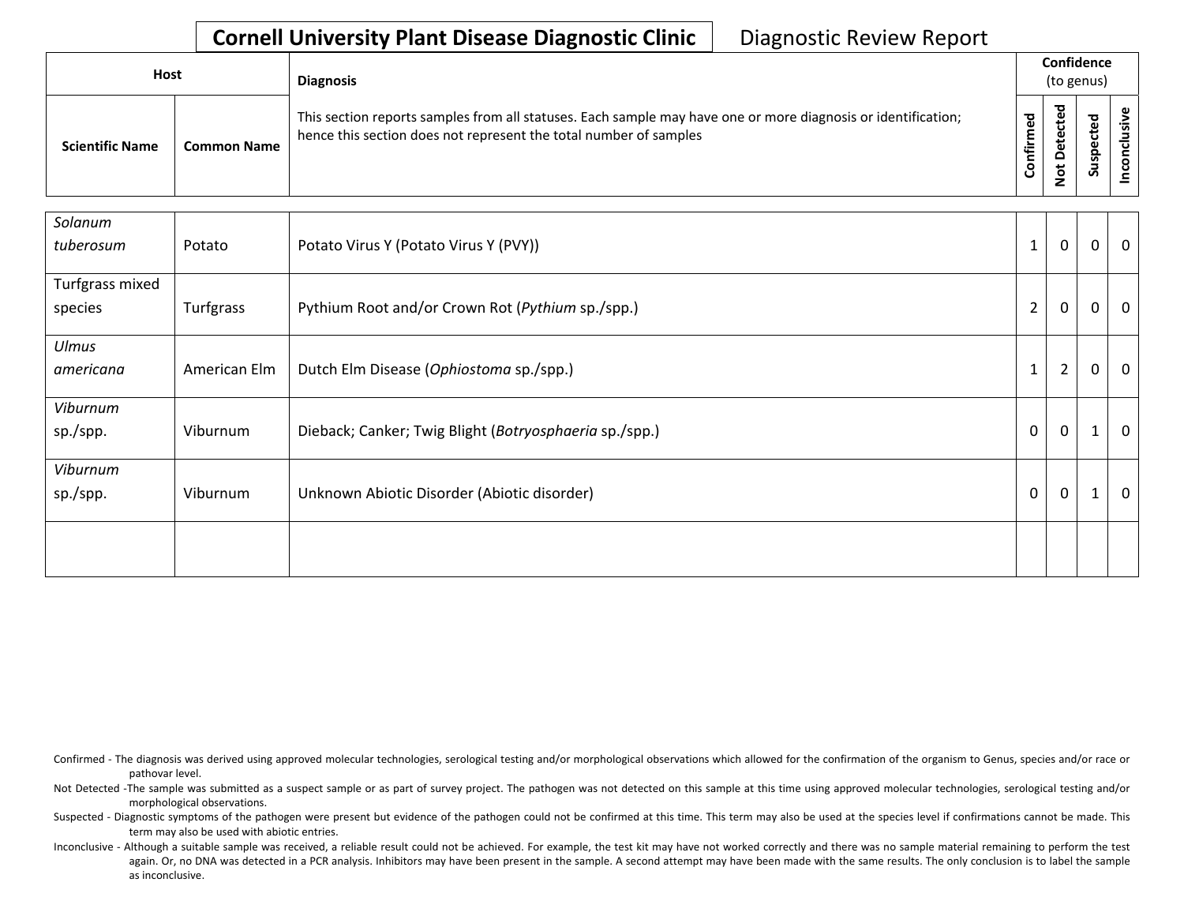**Cornell University Plant Disease Diagnostic Clinic** Diagnostic Review Report

| Host | | Diagnosis | Confidence (to genus) | | | |
|---|---|---|---|---|---|---|
| Scientific Name | Common Name | This section reports samples from all statuses. Each sample may have one or more diagnosis or identification; hence this section does not represent the total number of samples | Confirmed | Not Detected | Suspected | Inconclusive |
| *Solanum tuberosum* | Potato | Potato Virus Y (Potato Virus Y (PVY)) | 1 | 0 | 0 | 0 |
| Turfgrass mixed species | Turfgrass | Pythium Root and/or Crown Rot (*Pythium* sp./spp.) | 2 | 0 | 0 | 0 |
| *Ulmus americana* | American Elm | Dutch Elm Disease (*Ophiostoma* sp./spp.) | 1 | 2 | 0 | 0 |
| *Viburnum* sp./spp. | Viburnum | Dieback; Canker; Twig Blight (*Botryosphaeria* sp./spp.) | 0 | 0 | 1 | 0 |
| *Viburnum* sp./spp. | Viburnum | Unknown Abiotic Disorder (Abiotic disorder) | 0 | 0 | 1 | 0 |
| | | | | | | |

Confirmed - The diagnosis was derived using approved molecular technologies, serological testing and/or morphological observations which allowed for the confirmation of the organism to Genus, species and/or race or pathovar level.

Not Detected -The sample was submitted as a suspect sample or as part of survey project. The pathogen was not detected on this sample at this time using approved molecular technologies, serological testing and/or morphological observations.

Suspected - Diagnostic symptoms of the pathogen were present but evidence of the pathogen could not be confirmed at this time. This term may also be used at the species level if confirmations cannot be made. This term may also be used with abiotic entries.

Inconclusive - Although a suitable sample was received, a reliable result could not be achieved. For example, the test kit may have not worked correctly and there was no sample material remaining to perform the test again. Or, no DNA was detected in a PCR analysis. Inhibitors may have been present in the sample. A second attempt may have been made with the same results. The only conclusion is to label the sample as inconclusive.